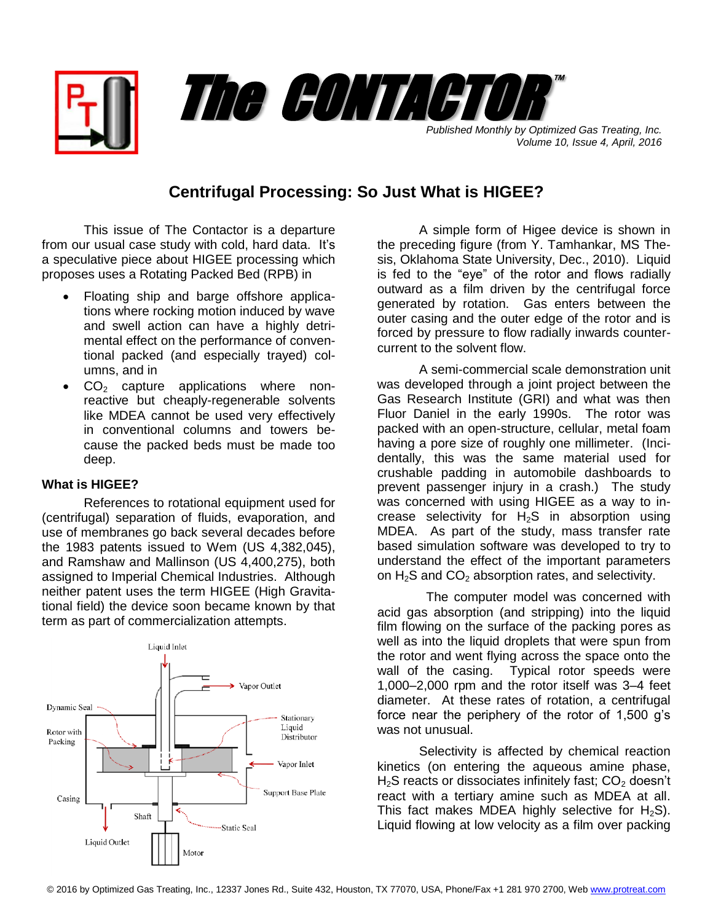# The CONTACTOR™

*Published Monthly by Optimized Gas Treating, Inc.*
*Volume 10, Issue 4, April, 2016*

## Centrifugal Processing: So Just What is HIGEE?

This issue of The Contactor is a departure from our usual case study with cold, hard data. It's a speculative piece about HIGEE processing which proposes uses a Rotating Packed Bed (RPB) in

- Floating ship and barge offshore applications where rocking motion induced by wave and swell action can have a highly detrimental effect on the performance of conventional packed (and especially trayed) columns, and in
- $CO_2$ capture applications where non-reactive but cheaply-regenerable solvents like MDEA cannot be used very effectively in conventional columns and towers because the packed beds must be made too deep.

### What is HIGEE?

References to rotational equipment used for (centrifugal) separation of fluids, evaporation, and use of membranes go back several decades before the 1983 patents issued to Wem (US 4,382,045), and Ramshaw and Mallinson (US 4,400,275), both assigned to Imperial Chemical Industries. Although neither patent uses the term HIGEE (High Gravitational field) the device soon became known by that term as part of commercialization attempts.

A simple form of Higee device is shown in the preceding figure (from Y. Tamhankar, MS Thesis, Oklahoma State University, Dec., 2010). Liquid is fed to the "eye" of the rotor and flows radially outward as a film driven by the centrifugal force generated by rotation. Gas enters between the outer casing and the outer edge of the rotor and is forced by pressure to flow radially inwards counter-current to the solvent flow.

A semi-commercial scale demonstration unit was developed through a joint project between the Gas Research Institute (GRI) and what was then Fluor Daniel in the early 1990s. The rotor was packed with an open-structure, cellular, metal foam having a pore size of roughly one millimeter. (Incidentally, this was the same material used for crushable padding in automobile dashboards to prevent passenger injury in a crash.) The study was concerned with using HIGEE as a way to increase selectivity for $H_2S$ in absorption using MDEA. As part of the study, mass transfer rate based simulation software was developed to try to understand the effect of the important parameters on $H_2S$ and $CO_2$ absorption rates, and selectivity.

The computer model was concerned with acid gas absorption (and stripping) into the liquid film flowing on the surface of the packing pores as well as into the liquid droplets that were spun from the rotor and went flying across the space onto the wall of the casing. Typical rotor speeds were 1,000–2,000 rpm and the rotor itself was 3–4 feet diameter. At these rates of rotation, a centrifugal force near the periphery of the rotor of 1,500 g's was not unusual.

Selectivity is affected by chemical reaction kinetics (on entering the aqueous amine phase, $H_2S$ reacts or dissociates infinitely fast; $CO_2$ doesn't react with a tertiary amine such as MDEA at all. This fact makes MDEA highly selective for $H_2S$). Liquid flowing at low velocity as a film over packing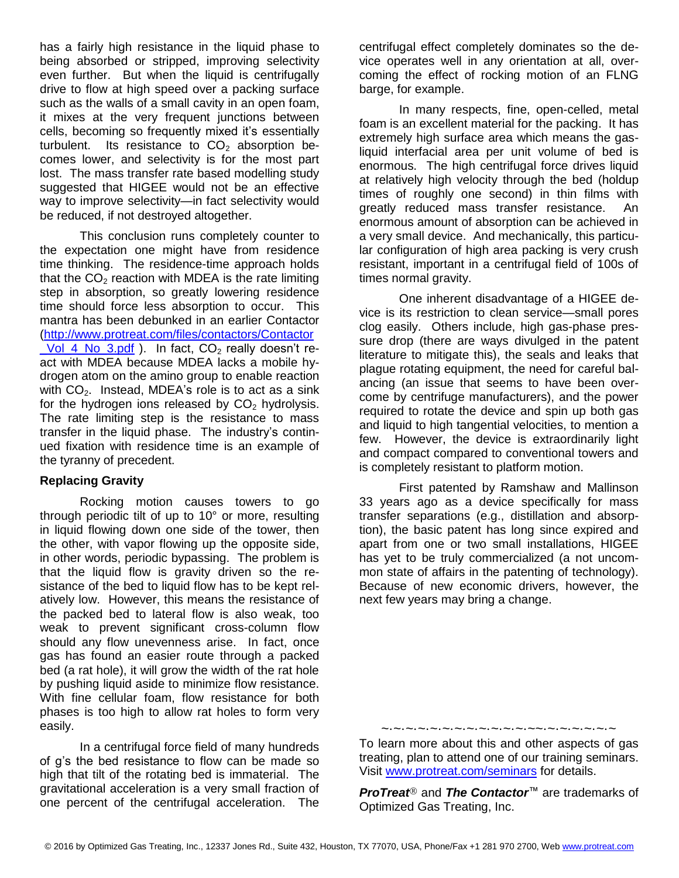has a fairly high resistance in the liquid phase to being absorbed or stripped, improving selectivity even further. But when the liquid is centrifugally drive to flow at high speed over a packing surface such as the walls of a small cavity in an open foam, it mixes at the very frequent junctions between cells, becoming so frequently mixed it's essentially turbulent. Its resistance to $CO_2$ absorption becomes lower, and selectivity is for the most part lost. The mass transfer rate based modelling study suggested that HIGEE would not be an effective way to improve selectivity—in fact selectivity would be reduced, if not destroyed altogether.

This conclusion runs completely counter to the expectation one might have from residence time thinking. The residence-time approach holds that the $CO_2$ reaction with MDEA is the rate limiting step in absorption, so greatly lowering residence time should force less absorption to occur. This mantra has been debunked in an earlier Contactor (http://www.protreat.com/files/contactors/Contactor_Vol_4_No_3.pdf ). In fact, $CO_2$ really doesn't react with MDEA because MDEA lacks a mobile hydrogen atom on the amino group to enable reaction with $CO_2$. Instead, MDEA's role is to act as a sink for the hydrogen ions released by $CO_2$ hydrolysis. The rate limiting step is the resistance to mass transfer in the liquid phase. The industry's continued fixation with residence time is an example of the tyranny of precedent.

## Replacing Gravity

Rocking motion causes towers to go through periodic tilt of up to 10° or more, resulting in liquid flowing down one side of the tower, then the other, with vapor flowing up the opposite side, in other words, periodic bypassing. The problem is that the liquid flow is gravity driven so the resistance of the bed to liquid flow has to be kept relatively low. However, this means the resistance of the packed bed to lateral flow is also weak, too weak to prevent significant cross-column flow should any flow unevenness arise. In fact, once gas has found an easier route through a packed bed (a rat hole), it will grow the width of the rat hole by pushing liquid aside to minimize flow resistance. With fine cellular foam, flow resistance for both phases is too high to allow rat holes to form very easily.

In a centrifugal force field of many hundreds of g's the bed resistance to flow can be made so high that tilt of the rotating bed is immaterial. The gravitational acceleration is a very small fraction of one percent of the centrifugal acceleration. The centrifugal effect completely dominates so the device operates well in any orientation at all, overcoming the effect of rocking motion of an FLNG barge, for example.

In many respects, fine, open-celled, metal foam is an excellent material for the packing. It has extremely high surface area which means the gas-liquid interfacial area per unit volume of bed is enormous. The high centrifugal force drives liquid at relatively high velocity through the bed (holdup times of roughly one second) in thin films with greatly reduced mass transfer resistance. An enormous amount of absorption can be achieved in a very small device. And mechanically, this particular configuration of high area packing is very crush resistant, important in a centrifugal field of 100s of times normal gravity.

One inherent disadvantage of a HIGEE device is its restriction to clean service—small pores clog easily. Others include, high gas-phase pressure drop (there are ways divulged in the patent literature to mitigate this), the seals and leaks that plague rotating equipment, the need for careful balancing (an issue that seems to have been overcome by centrifuge manufacturers), and the power required to rotate the device and spin up both gas and liquid to high tangential velocities, to mention a few. However, the device is extraordinarily light and compact compared to conventional towers and is completely resistant to platform motion.

First patented by Ramshaw and Mallinson 33 years ago as a device specifically for mass transfer separations (e.g., distillation and absorption), the basic patent has long since expired and apart from one or two small installations, HIGEE has yet to be truly commercialized (a not uncommon state of affairs in the patenting of technology). Because of new economic drivers, however, the next few years may bring a change.

~.~.~.~.~.~.~.~.~.~.~.~.~.~~.~.~.~.~.~.~.~

To learn more about this and other aspects of gas treating, plan to attend one of our training seminars. Visit www.protreat.com/seminars for details.

***ProTreat***® and ***The Contactor***™ are trademarks of Optimized Gas Treating, Inc.

© 2016 by Optimized Gas Treating, Inc., 12337 Jones Rd., Suite 432, Houston, TX 77070, USA, Phone/Fax +1 281 970 2700, Web www.protreat.com